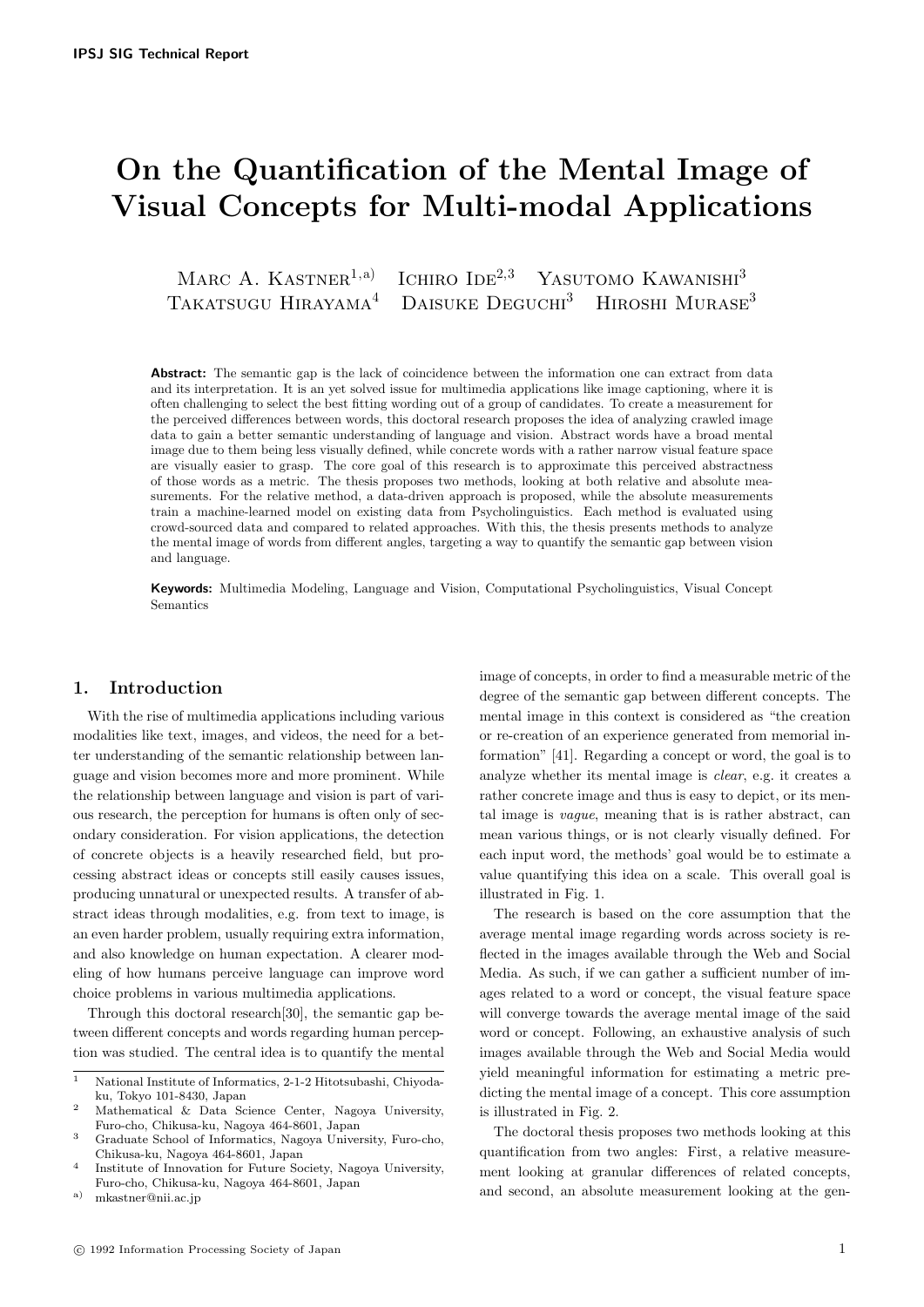# On the Quantification of the Mental Image of Visual Concepts for Multi-modal Applications

Marc A. Kastner[1,a)] Ichiro Ide[2,3] Yasutomo Kawanishi[3] Takatsugu Hirayama[4] Daisuke Deguchi[3] Hiroshi Murase[3]

**Abstract:** The semantic gap is the lack of coincidence between the information one can extract from data and its interpretation. It is an yet solved issue for multimedia applications like image captioning, where it is often challenging to select the best fitting wording out of a group of candidates. To create a measurement for the perceived differences between words, this doctoral research proposes the idea of analyzing crawled image data to gain a better semantic understanding of language and vision. Abstract words have a broad mental image due to them being less visually defined, while concrete words with a rather narrow visual feature space are visually easier to grasp. The core goal of this research is to approximate this perceived abstractness of those words as a metric. The thesis proposes two methods, looking at both relative and absolute measurements. For the relative method, a data-driven approach is proposed, while the absolute measurements train a machine-learned model on existing data from Psycholinguistics. Each method is evaluated using crowd-sourced data and compared to related approaches. With this, the thesis presents methods to analyze the mental image of words from different angles, targeting a way to quantify the semantic gap between vision and language.

**Keywords:** Multimedia Modeling, Language and Vision, Computational Psycholinguistics, Visual Concept Semantics

## 1. Introduction

With the rise of multimedia applications including various modalities like text, images, and videos, the need for a better understanding of the semantic relationship between language and vision becomes more and more prominent. While the relationship between language and vision is part of various research, the perception for humans is often only of secondary consideration. For vision applications, the detection of concrete objects is a heavily researched field, but processing abstract ideas or concepts still easily causes issues, producing unnatural or unexpected results. A transfer of abstract ideas through modalities, e.g. from text to image, is an even harder problem, usually requiring extra information, and also knowledge on human expectation. A clearer modeling of how humans perceive language can improve word choice problems in various multimedia applications.

Through this doctoral research[30], the semantic gap between different concepts and words regarding human perception was studied. The central idea is to quantify the mental image of concepts, in order to find a measurable metric of the degree of the semantic gap between different concepts. The mental image in this context is considered as "the creation or re-creation of an experience generated from memorial information" [41]. Regarding a concept or word, the goal is to analyze whether its mental image is *clear*, e.g. it creates a rather concrete image and thus is easy to depict, or its mental image is *vague*, meaning that is is rather abstract, can mean various things, or is not clearly visually defined. For each input word, the methods' goal would be to estimate a value quantifying this idea on a scale. This overall goal is illustrated in Fig. 1.

The research is based on the core assumption that the average mental image regarding words across society is reflected in the images available through the Web and Social Media. As such, if we can gather a sufficient number of images related to a word or concept, the visual feature space will converge towards the average mental image of the said word or concept. Following, an exhaustive analysis of such images available through the Web and Social Media would yield meaningful information for estimating a metric predicting the mental image of a concept. This core assumption is illustrated in Fig. 2.

The doctoral thesis proposes two methods looking at this quantification from two angles: First, a relative measurement looking at granular differences of related concepts, and second, an absolute measurement looking at the gen-

---

[1] National Institute of Informatics, 2-1-2 Hitotsubashi, Chiyoda-ku, Tokyo 101-8430, Japan
[2] Mathematical & Data Science Center, Nagoya University, Furo-cho, Chikusa-ku, Nagoya 464-8601, Japan
[3] Graduate School of Informatics, Nagoya University, Furo-cho, Chikusa-ku, Nagoya 464-8601, Japan
[4] Institute of Innovation for Future Society, Nagoya University, Furo-cho, Chikusa-ku, Nagoya 464-8601, Japan
[a)] mkastner@nii.ac.jp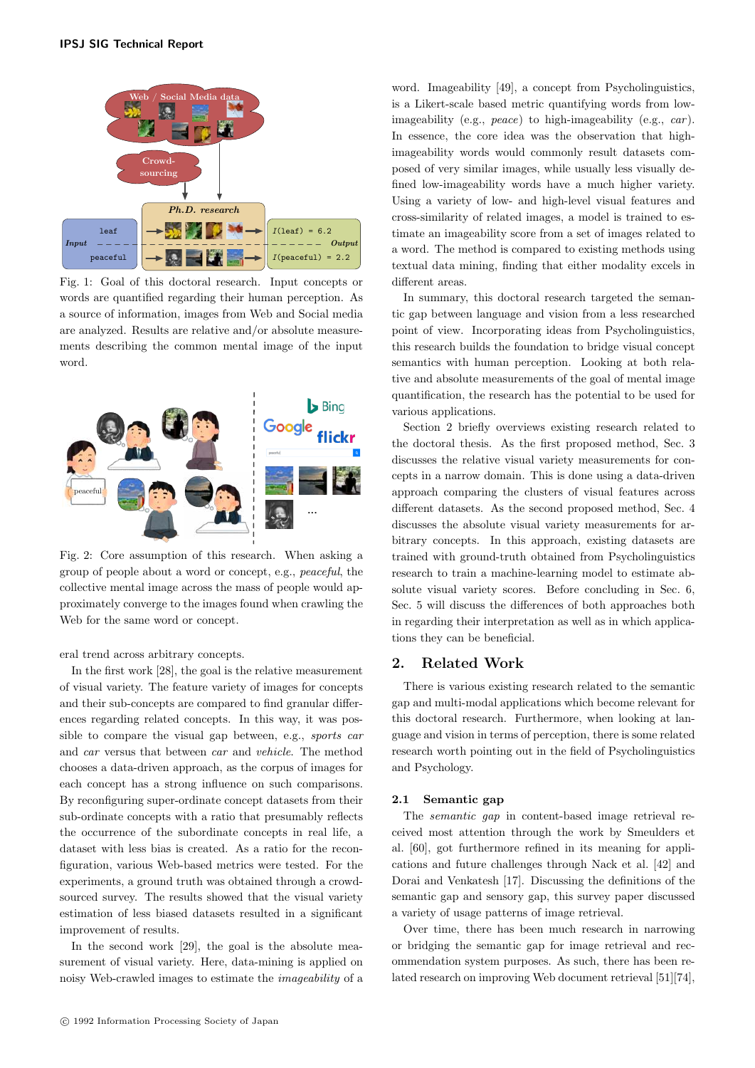Fig. 1: Goal of this doctoral research. Input concepts or words are quantified regarding their human perception. As a source of information, images from Web and Social media are analyzed. Results are relative and/or absolute measurements describing the common mental image of the input word.

Fig. 2: Core assumption of this research. When asking a group of people about a word or concept, e.g., *peaceful*, the collective mental image across the mass of people would approximately converge to the images found when crawling the Web for the same word or concept.

eral trend across arbitrary concepts.

In the first work [28], the goal is the relative measurement of visual variety. The feature variety of images for concepts and their sub-concepts are compared to find granular differences regarding related concepts. In this way, it was possible to compare the visual gap between, e.g., *sports car* and *car* versus that between *car* and *vehicle*. The method chooses a data-driven approach, as the corpus of images for each concept has a strong influence on such comparisons. By reconfiguring super-ordinate concept datasets from their sub-ordinate concepts with a ratio that presumably reflects the occurrence of the subordinate concepts in real life, a dataset with less bias is created. As a ratio for the reconfiguration, various Web-based metrics were tested. For the experiments, a ground truth was obtained through a crowd-sourced survey. The results showed that the visual variety estimation of less biased datasets resulted in a significant improvement of results.

In the second work [29], the goal is the absolute measurement of visual variety. Here, data-mining is applied on noisy Web-crawled images to estimate the *imageability* of a word. Imageability [49], a concept from Psycholinguistics, is a Likert-scale based metric quantifying words from low-imageability (e.g., *peace*) to high-imageability (e.g., *car*). In essence, the core idea was the observation that high-imageability words would commonly result datasets composed of very similar images, while usually less visually defined low-imageability words have a much higher variety. Using a variety of low- and high-level visual features and cross-similarity of related images, a model is trained to estimate an imageability score from a set of images related to a word. The method is compared to existing methods using textual data mining, finding that either modality excels in different areas.

In summary, this doctoral research targeted the semantic gap between language and vision from a less researched point of view. Incorporating ideas from Psycholinguistics, this research builds the foundation to bridge visual concept semantics with human perception. Looking at both relative and absolute measurements of the goal of mental image quantification, the research has the potential to be used for various applications.

Section 2 briefly overviews existing research related to the doctoral thesis. As the first proposed method, Sec. 3 discusses the relative visual variety measurements for concepts in a narrow domain. This is done using a data-driven approach comparing the clusters of visual features across different datasets. As the second proposed method, Sec. 4 discusses the absolute visual variety measurements for arbitrary concepts. In this approach, existing datasets are trained with ground-truth obtained from Psycholinguistics research to train a machine-learning model to estimate absolute visual variety scores. Before concluding in Sec. 6, Sec. 5 will discuss the differences of both approaches both in regarding their interpretation as well as in which applications they can be beneficial.

## 2. Related Work

There is various existing research related to the semantic gap and multi-modal applications which become relevant for this doctoral research. Furthermore, when looking at language and vision in terms of perception, there is some related research worth pointing out in the field of Psycholinguistics and Psychology.

### 2.1 Semantic gap

The *semantic gap* in content-based image retrieval received most attention through the work by Smeulders et al. [60], got furthermore refined in its meaning for applications and future challenges through Nack et al. [42] and Dorai and Venkatesh [17]. Discussing the definitions of the semantic gap and sensory gap, this survey paper discussed a variety of usage patterns of image retrieval.

Over time, there has been much research in narrowing or bridging the semantic gap for image retrieval and recommendation system purposes. As such, there has been related research on improving Web document retrieval [51][74],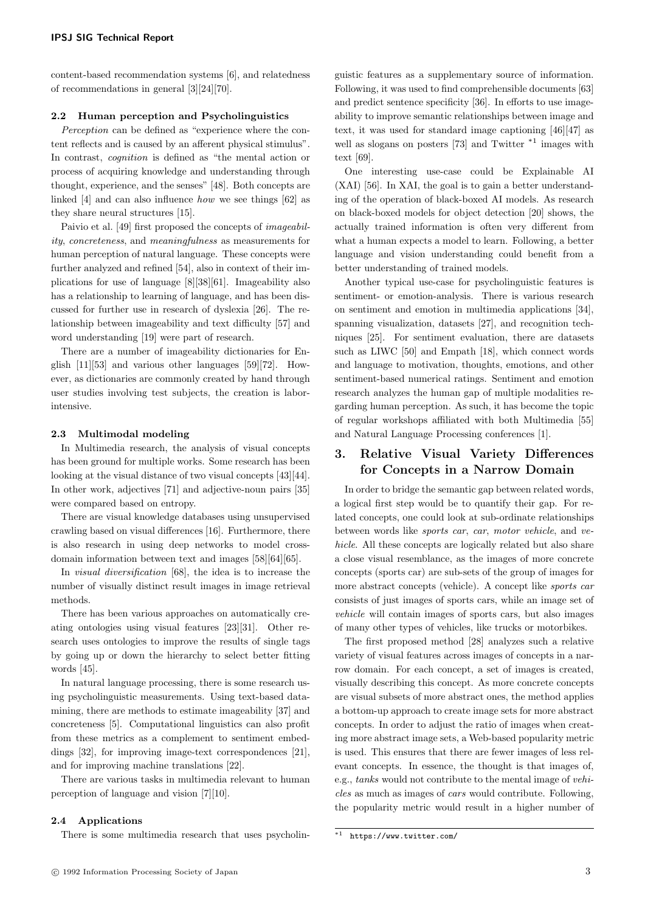content-based recommendation systems [6], and relatedness of recommendations in general [3][24][70].

### 2.2 Human perception and Psycholinguistics

*Perception* can be defined as "experience where the content reflects and is caused by an afferent physical stimulus". In contrast, *cognition* is defined as "the mental action or process of acquiring knowledge and understanding through thought, experience, and the senses" [48]. Both concepts are linked [4] and can also influence *how* we see things [62] as they share neural structures [15].

Paivio et al. [49] first proposed the concepts of *imageability*, *concreteness*, and *meaningfulness* as measurements for human perception of natural language. These concepts were further analyzed and refined [54], also in context of their implications for use of language [8][38][61]. Imageability also has a relationship to learning of language, and has been discussed for further use in research of dyslexia [26]. The relationship between imageability and text difficulty [57] and word understanding [19] were part of research.

There are a number of imageability dictionaries for English [11][53] and various other languages [59][72]. However, as dictionaries are commonly created by hand through user studies involving test subjects, the creation is labor-intensive.

### 2.3 Multimodal modeling

In Multimedia research, the analysis of visual concepts has been ground for multiple works. Some research has been looking at the visual distance of two visual concepts [43][44]. In other work, adjectives [71] and adjective-noun pairs [35] were compared based on entropy.

There are visual knowledge databases using unsupervised crawling based on visual differences [16]. Furthermore, there is also research in using deep networks to model cross-domain information between text and images [58][64][65].

In *visual diversification* [68], the idea is to increase the number of visually distinct result images in image retrieval methods.

There has been various approaches on automatically creating ontologies using visual features [23][31]. Other research uses ontologies to improve the results of single tags by going up or down the hierarchy to select better fitting words [45].

In natural language processing, there is some research using psycholinguistic measurements. Using text-based datamining, there are methods to estimate imageability [37] and concreteness [5]. Computational linguistics can also profit from these metrics as a complement to sentiment embeddings [32], for improving image-text correspondences [21], and for improving machine translations [22].

There are various tasks in multimedia relevant to human perception of language and vision [7][10].

### 2.4 Applications

There is some multimedia research that uses psycholinguistic features as a supplementary source of information. Following, it was used to find comprehensible documents [63] and predict sentence specificity [36]. In efforts to use imageability to improve semantic relationships between image and text, it was used for standard image captioning [46][47] as well as slogans on posters [73] and Twitter [*1] images with text [69].

One interesting use-case could be Explainable AI (XAI) [56]. In XAI, the goal is to gain a better understanding of the operation of black-boxed AI models. As research on black-boxed models for object detection [20] shows, the actually trained information is very different from what a human expects a model to learn. Following, a better language and vision understanding could benefit from a better understanding of trained models.

Another typical use-case for psycholinguistic features is sentiment- or emotion-analysis. There is various research on sentiment and emotion in multimedia applications [34], spanning visualization, datasets [27], and recognition techniques [25]. For sentiment evaluation, there are datasets such as LIWC [50] and Empath [18], which connect words and language to motivation, thoughts, emotions, and other sentiment-based numerical ratings. Sentiment and emotion research analyzes the human gap of multiple modalities regarding human perception. As such, it has become the topic of regular workshops affiliated with both Multimedia [55] and Natural Language Processing conferences [1].

## 3. Relative Visual Variety Differences for Concepts in a Narrow Domain

In order to bridge the semantic gap between related words, a logical first step would be to quantify their gap. For related concepts, one could look at sub-ordinate relationships between words like *sports car*, *car*, *motor vehicle*, and *vehicle*. All these concepts are logically related but also share a close visual resemblance, as the images of more concrete concepts (sports car) are sub-sets of the group of images for more abstract concepts (vehicle). A concept like *sports car* consists of just images of sports cars, while an image set of *vehicle* will contain images of sports cars, but also images of many other types of vehicles, like trucks or motorbikes.

The first proposed method [28] analyzes such a relative variety of visual features across images of concepts in a narrow domain. For each concept, a set of images is created, visually describing this concept. As more concrete concepts are visual subsets of more abstract ones, the method applies a bottom-up approach to create image sets for more abstract concepts. In order to adjust the ratio of images when creating more abstract image sets, a Web-based popularity metric is used. This ensures that there are fewer images of less relevant concepts. In essence, the thought is that images of, e.g., *tanks* would not contribute to the mental image of *vehicles* as much as images of *cars* would contribute. Following, the popularity metric would result in a higher number of

[*1] https://www.twitter.com/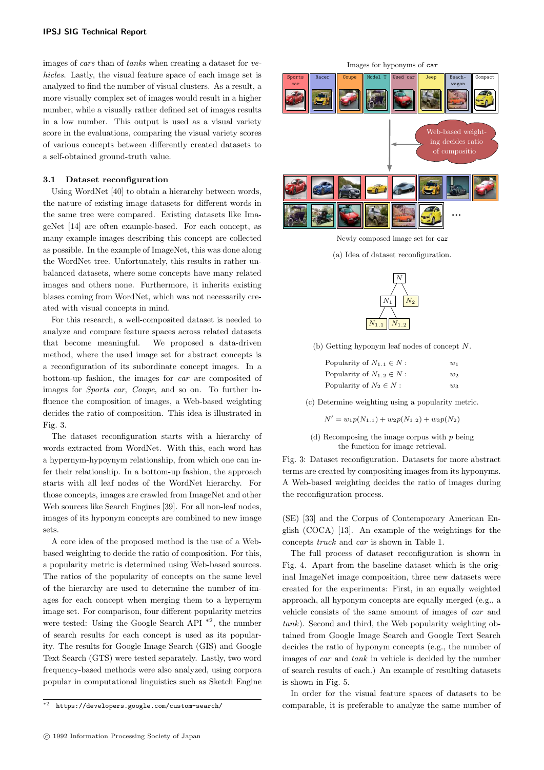images of *cars* than of *tanks* when creating a dataset for *vehicles*. Lastly, the visual feature space of each image set is analyzed to find the number of visual clusters. As a result, a more visually complex set of images would result in a higher number, while a visually rather defined set of images results in a low number. This output is used as a visual variety score in the evaluations, comparing the visual variety scores of various concepts between differently created datasets to a self-obtained ground-truth value.

### 3.1 Dataset reconfiguration

Using WordNet [40] to obtain a hierarchy between words, the nature of existing image datasets for different words in the same tree were compared. Existing datasets like ImageNet [14] are often example-based. For each concept, as many example images describing this concept are collected as possible. In the example of ImageNet, this was done along the WordNet tree. Unfortunately, this results in rather unbalanced datasets, where some concepts have many related images and others none. Furthermore, it inherits existing biases coming from WordNet, which was not necessarily created with visual concepts in mind.

For this research, a well-composited dataset is needed to analyze and compare feature spaces across related datasets that become meaningful. We proposed a data-driven method, where the used image set for abstract concepts is a reconfiguration of its subordinate concept images. In a bottom-up fashion, the images for *car* are composited of images for *Sports car*, *Coupe*, and so on. To further influence the composition of images, a Web-based weighting decides the ratio of composition. This idea is illustrated in Fig. 3.

The dataset reconfiguration starts with a hierarchy of words extracted from WordNet. With this, each word has a hypernym-hypoynym relationship, from which one can infer their relationship. In a bottom-up fashion, the approach starts with all leaf nodes of the WordNet hierarchy. For those concepts, images are crawled from ImageNet and other Web sources like Search Engines [39]. For all non-leaf nodes, images of its hyponym concepts are combined to new image sets.

A core idea of the proposed method is the use of a Web-based weighting to decide the ratio of composition. For this, a popularity metric is determined using Web-based sources. The ratios of the popularity of concepts on the same level of the hierarchy are used to determine the number of images for each concept when merging them to a hypernym image set. For comparison, four different popularity metrics were tested: Using the Google Search API [*2], the number of search results for each concept is used as its popularity. The results for Google Image Search (GIS) and Google Text Search (GTS) were tested separately. Lastly, two word frequency-based methods were also analyzed, using corpora popular in computational linguistics such as Sketch Engine (SE) [33] and the Corpus of Contemporary American English (COCA) [13]. An example of the weightings for the concepts *truck* and *car* is shown in Table 1.

Images for hyponyms of car

Sports car | Racer | Coupe | Model T | Used car | Jeep | Beach-wagon | Compact

Web-based weighting decides ratio of compositio

Newly composed image set for car

(a) Idea of dataset reconfiguration.

(b) Getting hyponym leaf nodes of concept $N$.

| | |
|---|---|
| Popularity of $N_{1.1} \in N$ : | $w_1$ |
| Popularity of $N_{1.2} \in N$ : | $w_2$ |
| Popularity of $N_2 \in N$ : | $w_3$ |

(c) Determine weighting using a popularity metric.

$$N' = w_1 p(N_{1.1}) + w_2 p(N_{1.2}) + w_3 p(N_2)$$

(d) Recomposing the image corpus with $p$ being the function for image retrieval.

Fig. 3: Dataset reconfiguration. Datasets for more abstract terms are created by compositing images from its hyponyms. A Web-based weighting decides the ratio of images during the reconfiguration process.

The full process of dataset reconfiguration is shown in Fig. 4. Apart from the baseline dataset which is the original ImageNet image composition, three new datasets were created for the experiments: First, in an equally weighted approach, all hyponym concepts are equally merged (e.g., a vehicle consists of the same amount of images of *car* and *tank*). Second and third, the Web popularity weighting obtained from Google Image Search and Google Text Search decides the ratio of hyponym concepts (e.g., the number of images of *car* and *tank* in vehicle is decided by the number of search results of each.) An example of resulting datasets is shown in Fig. 5.

In order for the visual feature spaces of datasets to be comparable, it is preferable to analyze the same number of

[*2] https://developers.google.com/custom-search/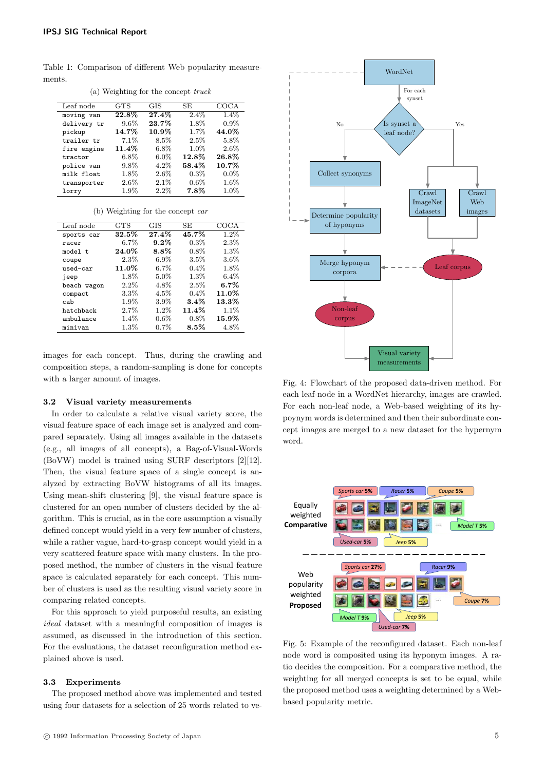Table 1: Comparison of different Web popularity measurements.

(a) Weighting for the concept *truck*

| Leaf node | GTS | GIS | SE | COCA |
|---|---|---|---|---|
| moving van | **22.8%** | **27.4%** | 2.4% | 1.4% |
| delivery tr | 9.6% | **23.7%** | 1.8% | 0.9% |
| pickup | **14.7%** | **10.9%** | 1.7% | **44.0%** |
| trailer tr | 7.1% | 8.5% | 2.5% | 5.8% |
| fire engine | **11.4%** | 6.8% | 1.0% | 2.6% |
| tractor | 6.8% | 6.0% | **12.8%** | **26.8%** |
| police van | 9.8% | 4.2% | **58.4%** | **10.7%** |
| milk float | 1.8% | 2.6% | 0.3% | 0.0% |
| transporter | 2.6% | 2.1% | 0.6% | 1.6% |
| lorry | 1.9% | 2.2% | **7.8%** | 1.0% |

(b) Weighting for the concept *car*

| Leaf node | GTS | GIS | SE | COCA |
|---|---|---|---|---|
| sports car | **32.5%** | **27.4%** | **45.7%** | 1.2% |
| racer | 6.7% | **9.2%** | 0.3% | 2.3% |
| model t | **24.0%** | **8.8%** | 0.8% | 1.3% |
| coupe | 2.3% | 6.9% | 3.5% | 3.6% |
| used-car | **11.0%** | 6.7% | 0.4% | 1.8% |
| jeep | 1.8% | 5.0% | 1.3% | 6.4% |
| beach wagon | 2.2% | 4.8% | 2.5% | **6.7%** |
| compact | 3.3% | 4.5% | 0.4% | **11.0%** |
| cab | 1.9% | 3.9% | **3.4%** | **13.3%** |
| hatchback | 2.7% | 1.2% | **11.4%** | 1.1% |
| ambulance | 1.4% | 0.6% | 0.8% | **15.9%** |
| minivan | 1.3% | 0.7% | **8.5%** | 4.8% |

images for each concept. Thus, during the crawling and composition steps, a random-sampling is done for concepts with a larger amount of images.

### 3.2 Visual variety measurements

In order to calculate a relative visual variety score, the visual feature space of each image set is analyzed and compared separately. Using all images available in the datasets (e.g., all images of all concepts), a Bag-of-Visual-Words (BoVW) model is trained using SURF descriptors [2][12]. Then, the visual feature space of a single concept is analyzed by extracting BoVW histograms of all its images. Using mean-shift clustering [9], the visual feature space is clustered for an open number of clusters decided by the algorithm. This is crucial, as in the core assumption a visually defined concept would yield in a very few number of clusters, while a rather vague, hard-to-grasp concept would yield in a very scattered feature space with many clusters. In the proposed method, the number of clusters in the visual feature space is calculated separately for each concept. This number of clusters is used as the resulting visual variety score in comparing related concepts.

For this approach to yield purposeful results, an existing *ideal* dataset with a meaningful composition of images is assumed, as discussed in the introduction of this section. For the evaluations, the dataset reconfiguration method explained above is used.

### 3.3 Experiments

The proposed method above was implemented and tested using four datasets for a selection of 25 words related to ve-

Fig. 4: Flowchart of the proposed data-driven method. For each leaf-node in a WordNet hierarchy, images are crawled. For each non-leaf node, a Web-based weighting of its hyponym words is determined and then their subordinate concept images are merged to a new dataset for the hypernym word.

Fig. 5: Example of the reconfigured dataset. Each non-leaf node word is composited using its hyponym images. A ratio decides the composition. For a comparative method, the weighting for all merged concepts is set to be equal, while the proposed method uses a weighting determined by a Web-based popularity metric.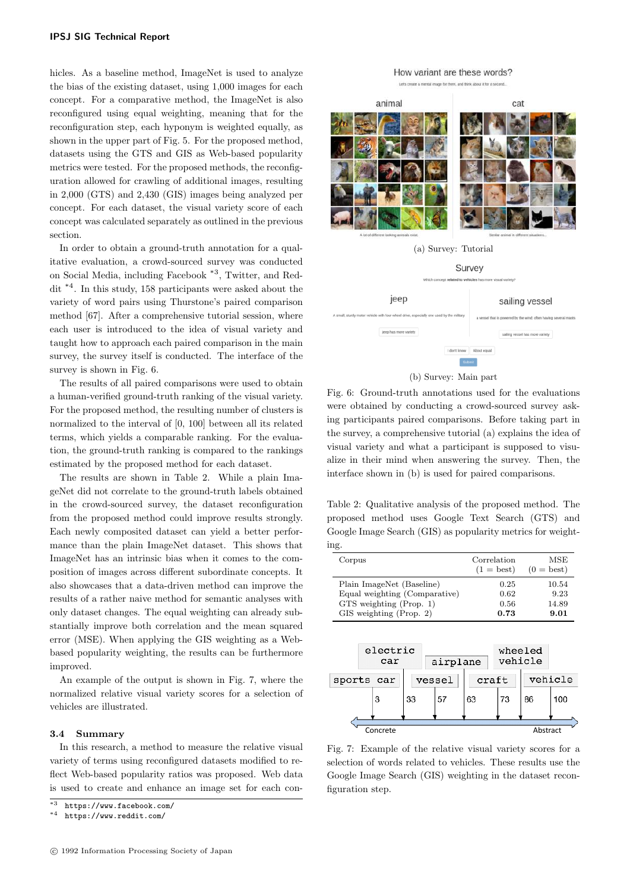hicles. As a baseline method, ImageNet is used to analyze the bias of the existing dataset, using 1,000 images for each concept. For a comparative method, the ImageNet is also reconfigured using equal weighting, meaning that for the reconfiguration step, each hyponym is weighted equally, as shown in the upper part of Fig. 5. For the proposed method, datasets using the GTS and GIS as Web-based popularity metrics were tested. For the proposed methods, the reconfiguration allowed for crawling of additional images, resulting in 2,000 (GTS) and 2,430 (GIS) images being analyzed per concept. For each dataset, the visual variety score of each concept was calculated separately as outlined in the previous section.

In order to obtain a ground-truth annotation for a qualitative evaluation, a crowd-sourced survey was conducted on Social Media, including Facebook [*3], Twitter, and Reddit [*4]. In this study, 158 participants were asked about the variety of word pairs using Thurstone's paired comparison method [67]. After a comprehensive tutorial session, where each user is introduced to the idea of visual variety and taught how to approach each paired comparison in the main survey, the survey itself is conducted. The interface of the survey is shown in Fig. 6.

The results of all paired comparisons were used to obtain a human-verified ground-truth ranking of the visual variety. For the proposed method, the resulting number of clusters is normalized to the interval of [0, 100] between all its related terms, which yields a comparable ranking. For the evaluation, the ground-truth ranking is compared to the rankings estimated by the proposed method for each dataset.

The results are shown in Table 2. While a plain ImageNet did not correlate to the ground-truth labels obtained in the crowd-sourced survey, the dataset reconfiguration from the proposed method could improve results strongly. Each newly composited dataset can yield a better performance than the plain ImageNet dataset. This shows that ImageNet has an intrinsic bias when it comes to the composition of images across different subordinate concepts. It also showcases that a data-driven method can improve the results of a rather naive method for semantic analyses with only dataset changes. The equal weighting can already substantially improve both correlation and the mean squared error (MSE). When applying the GIS weighting as a Web-based popularity weighting, the results can be furthermore improved.

An example of the output is shown in Fig. 7, where the normalized relative visual variety scores for a selection of vehicles are illustrated.

### 3.4 Summary

In this research, a method to measure the relative visual variety of terms using reconfigured datasets modified to reflect Web-based popularity ratios was proposed. Web data is used to create and enhance an image set for each con-

[*3] https://www.facebook.com/

[*4] https://www.reddit.com/

(a) Survey: Tutorial

(b) Survey: Main part

Fig. 6: Ground-truth annotations used for the evaluations were obtained by conducting a crowd-sourced survey asking participants paired comparisons. Before taking part in the survey, a comprehensive tutorial (a) explains the idea of visual variety and what a participant is supposed to visualize in their mind when answering the survey. Then, the interface shown in (b) is used for paired comparisons.

Table 2: Qualitative analysis of the proposed method. The proposed method uses Google Text Search (GTS) and Google Image Search (GIS) as popularity metrics for weighting.

| Corpus | Correlation (1 = best) | MSE (0 = best) |
|---|---|---|
| Plain ImageNet (Baseline) | 0.25 | 10.54 |
| Equal weighting (Comparative) | 0.62 | 9.23 |
| GTS weighting (Prop. 1) | 0.56 | 14.89 |
| GIS weighting (Prop. 2) | **0.73** | **9.01** |

Fig. 7: Example of the relative visual variety scores for a selection of words related to vehicles. These results use the Google Image Search (GIS) weighting in the dataset reconfiguration step.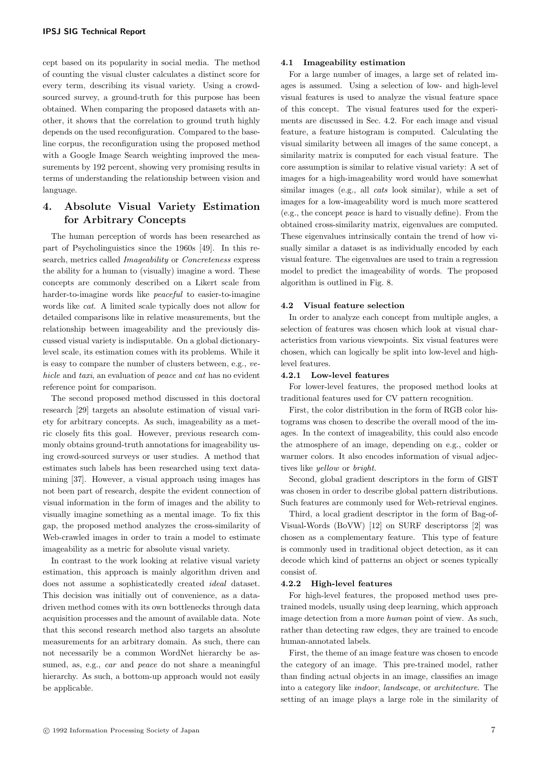cept based on its popularity in social media. The method of counting the visual cluster calculates a distinct score for every term, describing its visual variety. Using a crowd-sourced survey, a ground-truth for this purpose has been obtained. When comparing the proposed datasets with another, it shows that the correlation to ground truth highly depends on the used reconfiguration. Compared to the baseline corpus, the reconfiguration using the proposed method with a Google Image Search weighting improved the measurements by 192 percent, showing very promising results in terms of understanding the relationship between vision and language.

## 4. Absolute Visual Variety Estimation for Arbitrary Concepts

The human perception of words has been researched as part of Psycholinguistics since the 1960s [49]. In this research, metrics called *Imageability* or *Concreteness* express the ability for a human to (visually) imagine a word. These concepts are commonly described on a Likert scale from harder-to-imagine words like *peaceful* to easier-to-imagine words like *cat*. A limited scale typically does not allow for detailed comparisons like in relative measurements, but the relationship between imageability and the previously discussed visual variety is indisputable. On a global dictionary-level scale, its estimation comes with its problems. While it is easy to compare the number of clusters between, e.g., *vehicle* and *taxi*, an evaluation of *peace* and *cat* has no evident reference point for comparison.

The second proposed method discussed in this doctoral research [29] targets an absolute estimation of visual variety for arbitrary concepts. As such, imageability as a metric closely fits this goal. However, previous research commonly obtains ground-truth annotations for imageability using crowd-sourced surveys or user studies. A method that estimates such labels has been researched using text datamining [37]. However, a visual approach using images has not been part of research, despite the evident connection of visual information in the form of images and the ability to visually imagine something as a mental image. To fix this gap, the proposed method analyzes the cross-similarity of Web-crawled images in order to train a model to estimate imageability as a metric for absolute visual variety.

In contrast to the work looking at relative visual variety estimation, this approach is mainly algorithm driven and does not assume a sophisticatedly created *ideal* dataset. This decision was initially out of convenience, as a data-driven method comes with its own bottlenecks through data acquisition processes and the amount of available data. Note that this second research method also targets an absolute measurements for an arbitrary domain. As such, there can not necessarily be a common WordNet hierarchy be assumed, as, e.g., *car* and *peace* do not share a meaningful hierarchy. As such, a bottom-up approach would not easily be applicable.

### 4.1 Imageability estimation

For a large number of images, a large set of related images is assumed. Using a selection of low- and high-level visual features is used to analyze the visual feature space of this concept. The visual features used for the experiments are discussed in Sec. 4.2. For each image and visual feature, a feature histogram is computed. Calculating the visual similarity between all images of the same concept, a similarity matrix is computed for each visual feature. The core assumption is similar to relative visual variety: A set of images for a high-imageability word would have somewhat similar images (e.g., all *cats* look similar), while a set of images for a low-imageability word is much more scattered (e.g., the concept *peace* is hard to visually define). From the obtained cross-similarity matrix, eigenvalues are computed. These eigenvalues intrinsically contain the trend of how visually similar a dataset is as individually encoded by each visual feature. The eigenvalues are used to train a regression model to predict the imageability of words. The proposed algorithm is outlined in Fig. 8.

### 4.2 Visual feature selection

In order to analyze each concept from multiple angles, a selection of features was chosen which look at visual characteristics from various viewpoints. Six visual features were chosen, which can logically be split into low-level and high-level features.

#### 4.2.1 Low-level features

For lower-level features, the proposed method looks at traditional features used for CV pattern recognition.

First, the color distribution in the form of RGB color histograms was chosen to describe the overall mood of the images. In the context of imageability, this could also encode the atmosphere of an image, depending on e.g., colder or warmer colors. It also encodes information of visual adjectives like *yellow* or *bright*.

Second, global gradient descriptors in the form of GIST was chosen in order to describe global pattern distributions. Such features are commonly used for Web-retrieval engines.

Third, a local gradient descriptor in the form of Bag-of-Visual-Words (BoVW) [12] on SURF descriptorss [2] was chosen as a complementary feature. This type of feature is commonly used in traditional object detection, as it can decode which kind of patterns an object or scenes typically consist of.

#### 4.2.2 High-level features

For high-level features, the proposed method uses pre-trained models, usually using deep learning, which approach image detection from a more *human* point of view. As such, rather than detecting raw edges, they are trained to encode human-annotated labels.

First, the theme of an image feature was chosen to encode the category of an image. This pre-trained model, rather than finding actual objects in an image, classifies an image into a category like *indoor*, *landscape*, or *architecture*. The setting of an image plays a large role in the similarity of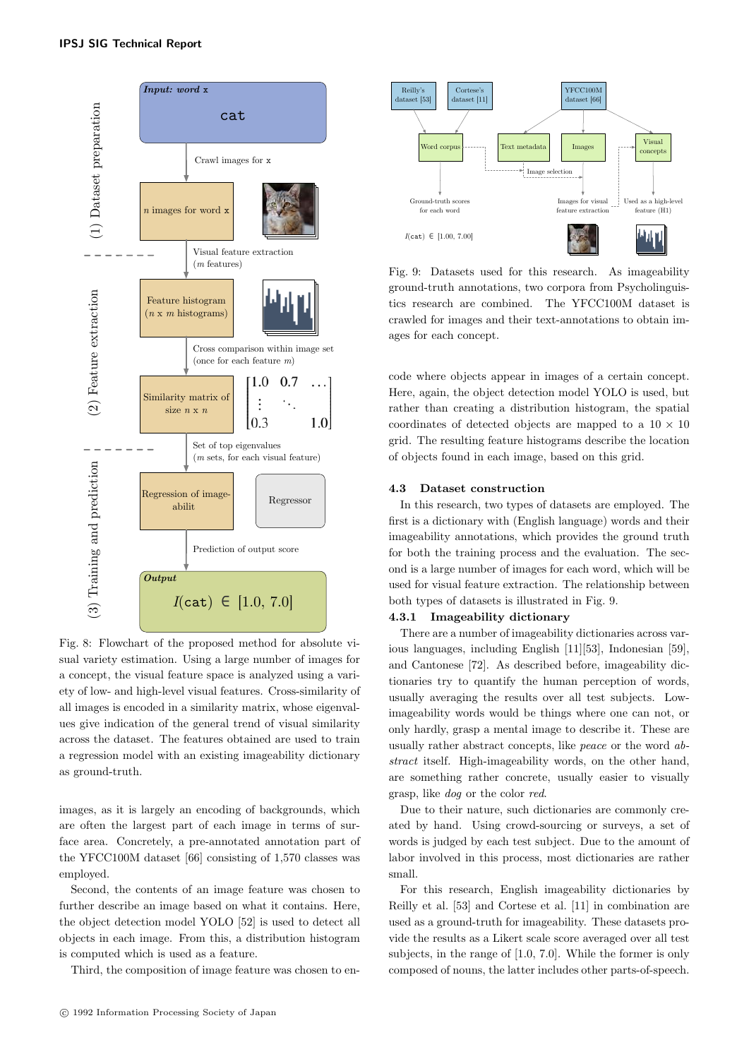Fig. 8: Flowchart of the proposed method for absolute visual variety estimation. Using a large number of images for a concept, the visual feature space is analyzed using a variety of low- and high-level visual features. Cross-similarity of all images is encoded in a similarity matrix, whose eigenvalues give indication of the general trend of visual similarity across the dataset. The features obtained are used to train a regression model with an existing imageability dictionary as ground-truth.

images, as it is largely an encoding of backgrounds, which are often the largest part of each image in terms of surface area. Concretely, a pre-annotated annotation part of the YFCC100M dataset [66] consisting of 1,570 classes was employed.

Second, the contents of an image feature was chosen to further describe an image based on what it contains. Here, the object detection model YOLO [52] is used to detect all objects in each image. From this, a distribution histogram is computed which is used as a feature.

Third, the composition of image feature was chosen to encode where objects appear in images of a certain concept. Here, again, the object detection model YOLO is used, but rather than creating a distribution histogram, the spatial coordinates of detected objects are mapped to a $10 \times 10$ grid. The resulting feature histograms describe the location of objects found in each image, based on this grid.

Fig. 9: Datasets used for this research. As imageability ground-truth annotations, two corpora from Psycholinguistics research are combined. The YFCC100M dataset is crawled for images and their text-annotations to obtain images for each concept.

### 4.3 Dataset construction

In this research, two types of datasets are employed. The first is a dictionary with (English language) words and their imageability annotations, which provides the ground truth for both the training process and the evaluation. The second is a large number of images for each word, which will be used for visual feature extraction. The relationship between both types of datasets is illustrated in Fig. 9.

#### 4.3.1 Imageability dictionary

There are a number of imageability dictionaries across various languages, including English [11][53], Indonesian [59], and Cantonese [72]. As described before, imageability dictionaries try to quantify the human perception of words, usually averaging the results over all test subjects. Low-imageability words would be things where one can not, or only hardly, grasp a mental image to describe it. These are usually rather abstract concepts, like *peace* or the word *abstract* itself. High-imageability words, on the other hand, are something rather concrete, usually easier to visually grasp, like *dog* or the color *red*.

Due to their nature, such dictionaries are commonly created by hand. Using crowd-sourcing or surveys, a set of words is judged by each test subject. Due to the amount of labor involved in this process, most dictionaries are rather small.

For this research, English imageability dictionaries by Reilly et al. [53] and Cortese et al. [11] in combination are used as a ground-truth for imageability. These datasets provide the results as a Likert scale score averaged over all test subjects, in the range of [1.0, 7.0]. While the former is only composed of nouns, the latter includes other parts-of-speech.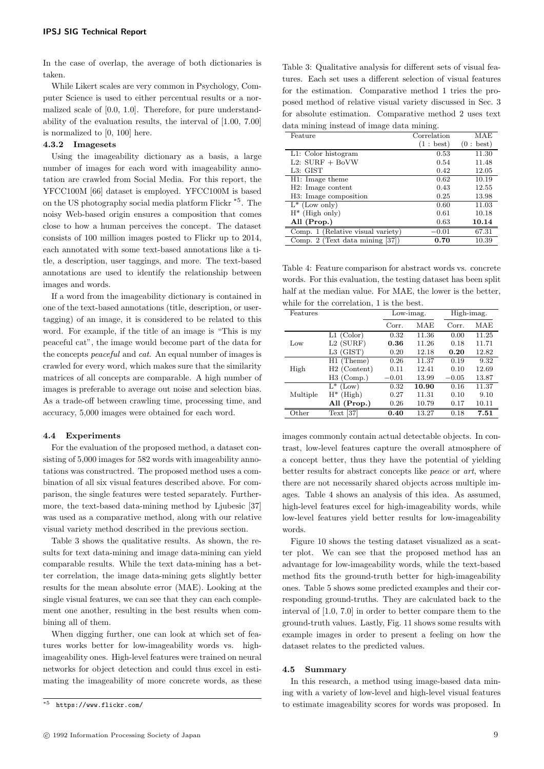In the case of overlap, the average of both dictionaries is taken.

While Likert scales are very common in Psychology, Computer Science is used to either percentual results or a normalized scale of [0.0, 1.0]. Therefore, for pure understandability of the evaluation results, the interval of [1.00, 7.00] is normalized to [0, 100] here.

#### 4.3.2 Imagesets

Using the imageability dictionary as a basis, a large number of images for each word with imageability annotation are crawled from Social Media. For this report, the YFCC100M [66] dataset is employed. YFCC100M is based on the US photography social media platform Flickr [*5]. The noisy Web-based origin ensures a composition that comes close to how a human perceives the concept. The dataset consists of 100 million images posted to Flickr up to 2014, each annotated with some text-based annotations like a title, a description, user taggings, and more. The text-based annotations are used to identify the relationship between images and words.

If a word from the imageability dictionary is contained in one of the text-based annotations (title, description, or user-tagging) of an image, it is considered to be related to this word. For example, if the title of an image is "This is my peaceful cat", the image would become part of the data for the concepts *peaceful* and *cat*. An equal number of images is crawled for every word, which makes sure that the similarity matrices of all concepts are comparable. A high number of images is preferable to average out noise and selection bias. As a trade-off between crawling time, processing time, and accuracy, 5,000 images were obtained for each word.

### 4.4 Experiments

For the evaluation of the proposed method, a dataset consisting of 5,000 images for 582 words with imageability annotations was constructred. The proposed method uses a combination of all six visual features described above. For comparison, the single features were tested separately. Furthermore, the text-based data-mining method by Ljubesic [37] was used as a comparative method, along with our relative visual variety method described in the previous section.

Table 3 shows the qualitative results. As shown, the results for text data-mining and image data-mining can yield comparable results. While the text data-mining has a better correlation, the image data-mining gets slightly better results for the mean absolute error (MAE). Looking at the single visual features, we can see that they can each complement one another, resulting in the best results when combining all of them.

When digging further, one can look at which set of features works better for low-imageability words vs. high-imageability ones. High-level features were trained on neural networks for object detection and could thus excel in estimating the imageability of more concrete words, as these images commonly contain actual detectable objects. In contrast, low-level features capture the overall atmosphere of a concept better, thus they have the potential of yielding better results for abstract concepts like *peace* or *art*, where there are not necessarily shared objects across multiple images. Table 4 shows an analysis of this idea. As assumed, high-level features excel for high-imageability words, while low-level features yield better results for low-imageability words.

Figure 10 shows the testing dataset visualized as a scatter plot. We can see that the proposed method has an advantage for low-imageability words, while the text-based method fits the ground-truth better for high-imageability ones. Table 5 shows some predicted examples and their corresponding ground-truths. They are calculated back to the interval of [1.0, 7.0] in order to better compare them to the ground-truth values. Lastly, Fig. 11 shows some results with example images in order to present a feeling on how the dataset relates to the predicted values.

Table 3: Qualitative analysis for different sets of visual features. Each set uses a different selection of visual features for the estimation. Comparative method 1 tries the proposed method of relative visual variety discussed in Sec. 3 for absolute estimation. Comparative method 2 uses text data mining instead of image data mining.

| Feature | Correlation (1 : best) | MAE (0 : best) |
|---|---|---|
| L1: Color histogram | 0.53 | 11.30 |
| L2: SURF + BoVW | 0.54 | 11.48 |
| L3: GIST | 0.42 | 12.05 |
| H1: Image theme | 0.62 | 10.19 |
| H2: Image content | 0.43 | 12.55 |
| H3: Image composition | 0.25 | 13.98 |
| L* (Low only) | 0.60 | 11.03 |
| H* (High only) | 0.61 | 10.18 |
| **All (Prop.)** | 0.63 | **10.14** |
| Comp. 1 (Relative visual variety) | −0.01 | 67.31 |
| Comp. 2 (Text data mining [37]) | **0.70** | 10.39 |

Table 4: Feature comparison for abstract words vs. concrete words. For this evaluation, the testing dataset has been split half at the median value. For MAE, the lower is the better, while for the correlation, 1 is the best.

| Features | | Low-imag. | | High-imag. | |
|---|---|---|---|---|---|
| | | Corr. | MAE | Corr. | MAE |
| Low | L1 (Color) | 0.32 | 11.36 | 0.00 | 11.25 |
| | L2 (SURF) | **0.36** | 11.26 | 0.18 | 11.71 |
| | L3 (GIST) | 0.20 | 12.18 | **0.20** | 12.82 |
| High | H1 (Theme) | 0.26 | 11.37 | 0.19 | 9.32 |
| | H2 (Content) | 0.11 | 12.41 | 0.10 | 12.69 |
| | H3 (Comp.) | −0.01 | 13.99 | −0.05 | 13.87 |
| Multiple | L* (Low) | 0.32 | **10.90** | 0.16 | 11.37 |
| | H* (High) | 0.27 | 11.31 | 0.10 | 9.10 |
| | **All (Prop.)** | 0.26 | 10.79 | 0.17 | 10.11 |
| Other | Text [37] | **0.40** | 13.27 | 0.18 | **7.51** |

### 4.5 Summary

In this research, a method using image-based data mining with a variety of low-level and high-level visual features to estimate imageability scores for words was proposed. In

[*5] https://www.flickr.com/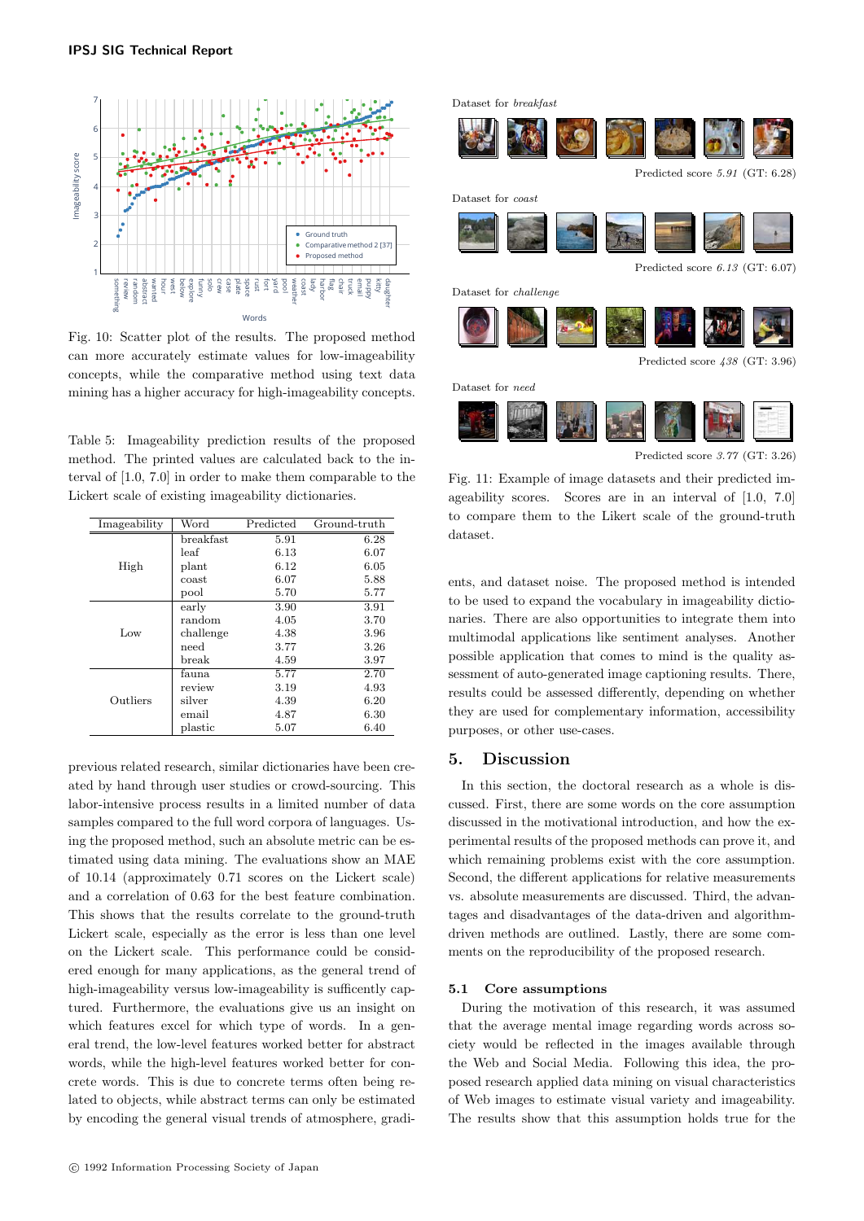Fig. 10: Scatter plot of the results. The proposed method can more accurately estimate values for low-imageability concepts, while the comparative method using text data mining has a higher accuracy for high-imageability concepts.

Table 5: Imageability prediction results of the proposed method. The printed values are calculated back to the interval of [1.0, 7.0] in order to make them comparable to the Lickert scale of existing imageability dictionaries.

| Imageability | Word | Predicted | Ground-truth |
|---|---|---|---|
| High | breakfast | 5.91 | 6.28 |
| | leaf | 6.13 | 6.07 |
| | plant | 6.12 | 6.05 |
| | coast | 6.07 | 5.88 |
| | pool | 5.70 | 5.77 |
| Low | early | 3.90 | 3.91 |
| | random | 4.05 | 3.70 |
| | challenge | 4.38 | 3.96 |
| | need | 3.77 | 3.26 |
| | break | 4.59 | 3.97 |
| Outliers | fauna | 5.77 | 2.70 |
| | review | 3.19 | 4.93 |
| | silver | 4.39 | 6.20 |
| | email | 4.87 | 6.30 |
| | plastic | 5.07 | 6.40 |

previous related research, similar dictionaries have been created by hand through user studies or crowd-sourcing. This labor-intensive process results in a limited number of data samples compared to the full word corpora of languages. Using the proposed method, such an absolute metric can be estimated using data mining. The evaluations show an MAE of 10.14 (approximately 0.71 scores on the Lickert scale) and a correlation of 0.63 for the best feature combination. This shows that the results correlate to the ground-truth Lickert scale, especially as the error is less than one level on the Lickert scale. This performance could be considered enough for many applications, as the general trend of high-imageability versus low-imageability is sufficently captured. Furthermore, the evaluations give us an insight on which features excel for which type of words. In a general trend, the low-level features worked better for abstract words, while the high-level features worked better for concrete words. This is due to concrete terms often being related to objects, while abstract terms can only be estimated by encoding the general visual trends of atmosphere, gradients, and dataset noise. The proposed method is intended to be used to expand the vocabulary in imageability dictionaries. There are also opportunities to integrate them into multimodal applications like sentiment analyses. Another possible application that comes to mind is the quality assessment of auto-generated image captioning results. There, results could be assessed differently, depending on whether they are used for complementary information, accessibility purposes, or other use-cases.

Dataset for *breakfast*

Predicted score *5.91* (GT: 6.28)

Dataset for *coast*

Predicted score *6.13* (GT: 6.07)

Dataset for *challenge*

Predicted score *438* (GT: 3.96)

Dataset for *need*

Predicted score *3.77* (GT: 3.26)

Fig. 11: Example of image datasets and their predicted imageability scores. Scores are in an interval of [1.0, 7.0] to compare them to the Likert scale of the ground-truth dataset.

## 5. Discussion

In this section, the doctoral research as a whole is discussed. First, there are some words on the core assumption discussed in the motivational introduction, and how the experimental results of the proposed methods can prove it, and which remaining problems exist with the core assumption. Second, the different applications for relative measurements vs. absolute measurements are discussed. Third, the advantages and disadvantages of the data-driven and algorithm-driven methods are outlined. Lastly, there are some comments on the reproducibility of the proposed research.

### 5.1 Core assumptions

During the motivation of this research, it was assumed that the average mental image regarding words across society would be reflected in the images available through the Web and Social Media. Following this idea, the proposed research applied data mining on visual characteristics of Web images to estimate visual variety and imageability. The results show that this assumption holds true for the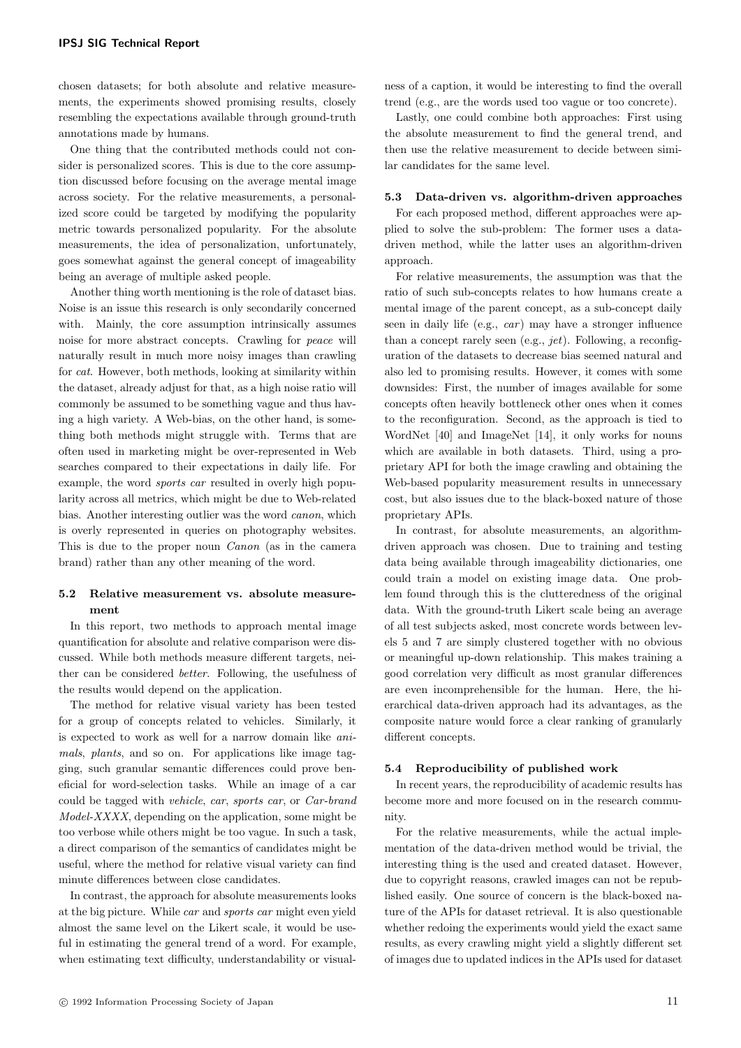chosen datasets; for both absolute and relative measurements, the experiments showed promising results, closely resembling the expectations available through ground-truth annotations made by humans.

One thing that the contributed methods could not consider is personalized scores. This is due to the core assumption discussed before focusing on the average mental image across society. For the relative measurements, a personalized score could be targeted by modifying the popularity metric towards personalized popularity. For the absolute measurements, the idea of personalization, unfortunately, goes somewhat against the general concept of imageability being an average of multiple asked people.

Another thing worth mentioning is the role of dataset bias. Noise is an issue this research is only secondarily concerned with. Mainly, the core assumption intrinsically assumes noise for more abstract concepts. Crawling for *peace* will naturally result in much more noisy images than crawling for *cat*. However, both methods, looking at similarity within the dataset, already adjust for that, as a high noise ratio will commonly be assumed to be something vague and thus having a high variety. A Web-bias, on the other hand, is something both methods might struggle with. Terms that are often used in marketing might be over-represented in Web searches compared to their expectations in daily life. For example, the word *sports car* resulted in overly high popularity across all metrics, which might be due to Web-related bias. Another interesting outlier was the word *canon*, which is overly represented in queries on photography websites. This is due to the proper noun *Canon* (as in the camera brand) rather than any other meaning of the word.

### 5.2 Relative measurement vs. absolute measurement

In this report, two methods to approach mental image quantification for absolute and relative comparison were discussed. While both methods measure different targets, neither can be considered *better*. Following, the usefulness of the results would depend on the application.

The method for relative visual variety has been tested for a group of concepts related to vehicles. Similarly, it is expected to work as well for a narrow domain like *animals*, *plants*, and so on. For applications like image tagging, such granular semantic differences could prove beneficial for word-selection tasks. While an image of a car could be tagged with *vehicle*, *car*, *sports car*, or *Car-brand Model-XXXX*, depending on the application, some might be too verbose while others might be too vague. In such a task, a direct comparison of the semantics of candidates might be useful, where the method for relative visual variety can find minute differences between close candidates.

In contrast, the approach for absolute measurements looks at the big picture. While *car* and *sports car* might even yield almost the same level on the Likert scale, it would be useful in estimating the general trend of a word. For example, when estimating text difficulty, understandability or visualness of a caption, it would be interesting to find the overall trend (e.g., are the words used too vague or too concrete).

Lastly, one could combine both approaches: First using the absolute measurement to find the general trend, and then use the relative measurement to decide between similar candidates for the same level.

### 5.3 Data-driven vs. algorithm-driven approaches

For each proposed method, different approaches were applied to solve the sub-problem: The former uses a data-driven method, while the latter uses an algorithm-driven approach.

For relative measurements, the assumption was that the ratio of such sub-concepts relates to how humans create a mental image of the parent concept, as a sub-concept daily seen in daily life (e.g., *car*) may have a stronger influence than a concept rarely seen (e.g., *jet*). Following, a reconfiguration of the datasets to decrease bias seemed natural and also led to promising results. However, it comes with some downsides: First, the number of images available for some concepts often heavily bottleneck other ones when it comes to the reconfiguration. Second, as the approach is tied to WordNet [40] and ImageNet [14], it only works for nouns which are available in both datasets. Third, using a proprietary API for both the image crawling and obtaining the Web-based popularity measurement results in unnecessary cost, but also issues due to the black-boxed nature of those proprietary APIs.

In contrast, for absolute measurements, an algorithm-driven approach was chosen. Due to training and testing data being available through imageability dictionaries, one could train a model on existing image data. One problem found through this is the clutteredness of the original data. With the ground-truth Likert scale being an average of all test subjects asked, most concrete words between levels 5 and 7 are simply clustered together with no obvious or meaningful up-down relationship. This makes training a good correlation very difficult as most granular differences are even incomprehensible for the human. Here, the hierarchical data-driven approach had its advantages, as the composite nature would force a clear ranking of granularly different concepts.

### 5.4 Reproducibility of published work

In recent years, the reproducibility of academic results has become more and more focused on in the research community.

For the relative measurements, while the actual implementation of the data-driven method would be trivial, the interesting thing is the used and created dataset. However, due to copyright reasons, crawled images can not be republished easily. One source of concern is the black-boxed nature of the APIs for dataset retrieval. It is also questionable whether redoing the experiments would yield the exact same results, as every crawling might yield a slightly different set of images due to updated indices in the APIs used for dataset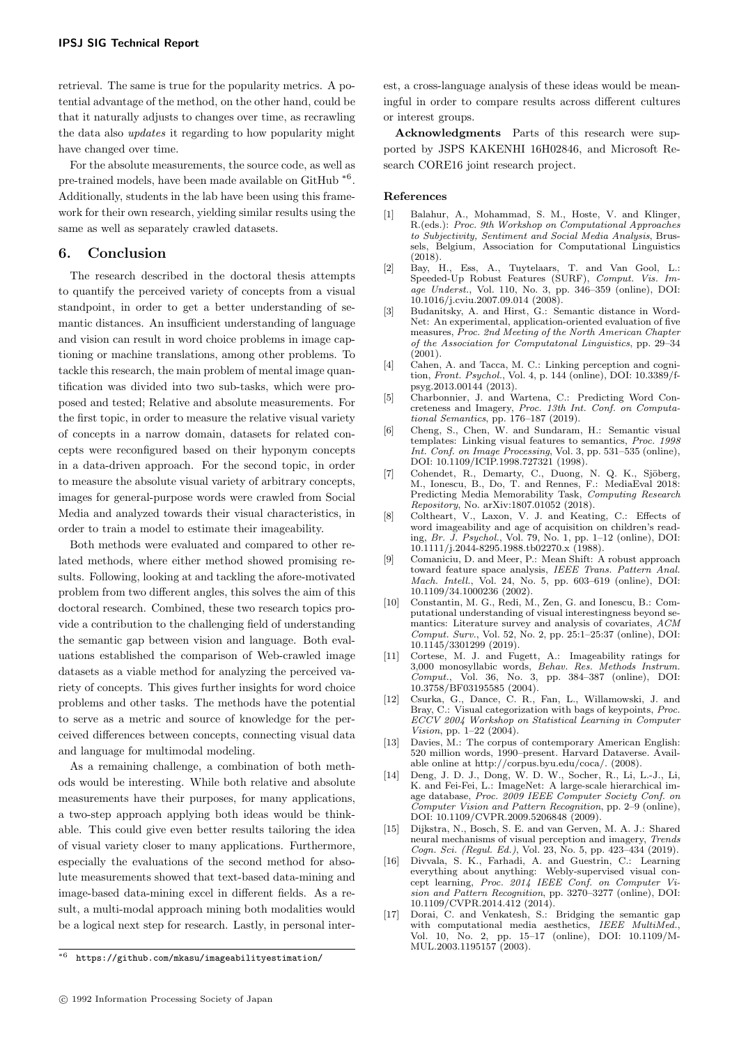retrieval. The same is true for the popularity metrics. A potential advantage of the method, on the other hand, could be that it naturally adjusts to changes over time, as recrawling the data also *updates* it regarding to how popularity might have changed over time.

For the absolute measurements, the source code, as well as pre-trained models, have been made available on GitHub [*6]. Additionally, students in the lab have been using this framework for their own research, yielding similar results using the same as well as separately crawled datasets.

## 6. Conclusion

The research described in the doctoral thesis attempts to quantify the perceived variety of concepts from a visual standpoint, in order to get a better understanding of semantic distances. An insufficient understanding of language and vision can result in word choice problems in image captioning or machine translations, among other problems. To tackle this research, the main problem of mental image quantification was divided into two sub-tasks, which were proposed and tested; Relative and absolute measurements. For the first topic, in order to measure the relative visual variety of concepts in a narrow domain, datasets for related concepts were reconfigured based on their hyponym concepts in a data-driven approach. For the second topic, in order to measure the absolute visual variety of arbitrary concepts, images for general-purpose words were crawled from Social Media and analyzed towards their visual characteristics, in order to train a model to estimate their imageability.

Both methods were evaluated and compared to other related methods, where either method showed promising results. Following, looking at and tackling the afore-motivated problem from two different angles, this solves the aim of this doctoral research. Combined, these two research topics provide a contribution to the challenging field of understanding the semantic gap between vision and language. Both evaluations established the comparison of Web-crawled image datasets as a viable method for analyzing the perceived variety of concepts. This gives further insights for word choice problems and other tasks. The methods have the potential to serve as a metric and source of knowledge for the perceived differences between concepts, connecting visual data and language for multimodal modeling.

As a remaining challenge, a combination of both methods would be interesting. While both relative and absolute measurements have their purposes, for many applications, a two-step approach applying both ideas would be thinkable. This could give even better results tailoring the idea of visual variety closer to many applications. Furthermore, especially the evaluations of the second method for absolute measurements showed that text-based data-mining and image-based data-mining excel in different fields. As a result, a multi-modal approach mining both modalities would be a logical next step for research. Lastly, in personal interest, a cross-language analysis of these ideas would be meaningful in order to compare results across different cultures or interest groups.

**Acknowledgments** Parts of this research were supported by JSPS KAKENHI 16H02846, and Microsoft Research CORE16 joint research project.

[*6] `https://github.com/mkasu/imageabilityestimation/`

### References

[1] Balahur, A., Mohammad, S. M., Hoste, V. and Klinger, R.(eds.): *Proc. 9th Workshop on Computational Approaches to Subjectivity, Sentiment and Social Media Analysis*, Brussels, Belgium, Association for Computational Linguistics (2018).

[2] Bay, H., Ess, A., Tuytelaars, T. and Van Gool, L.: Speeded-Up Robust Features (SURF), *Comput. Vis. Image Underst.*, Vol. 110, No. 3, pp. 346–359 (online), DOI: 10.1016/j.cviu.2007.09.014 (2008).

[3] Budanitsky, A. and Hirst, G.: Semantic distance in WordNet: An experimental, application-oriented evaluation of five measures, *Proc. 2nd Meeting of the North American Chapter of the Association for Computatonal Linguistics*, pp. 29–34 (2001).

[4] Cahen, A. and Tacca, M. C.: Linking perception and cognition, *Front. Psychol.*, Vol. 4, p. 144 (online), DOI: 10.3389/fpsyg.2013.00144 (2013).

[5] Charbonnier, J. and Wartena, C.: Predicting Word Concreteness and Imagery, *Proc. 13th Int. Conf. on Computational Semantics*, pp. 176–187 (2019).

[6] Cheng, S., Chen, W. and Sundaram, H.: Semantic visual templates: Linking visual features to semantics, *Proc. 1998 Int. Conf. on Image Processing*, Vol. 3, pp. 531–535 (online), DOI: 10.1109/ICIP.1998.727321 (1998).

[7] Cohendet, R., Demarty, C., Duong, N. Q. K., Sjöberg, M., Ionescu, B., Do, T. and Rennes, F.: MediaEval 2018: Predicting Media Memorability Task, *Computing Research Repository*, No. arXiv:1807.01052 (2018).

[8] Coltheart, V., Laxon, V. J. and Keating, C.: Effects of word imageability and age of acquisition on children's reading, *Br. J. Psychol.*, Vol. 79, No. 1, pp. 1–12 (online), DOI: 10.1111/j.2044-8295.1988.tb02270.x (1988).

[9] Comaniciu, D. and Meer, P.: Mean Shift: A robust approach toward feature space analysis, *IEEE Trans. Pattern Anal. Mach. Intell.*, Vol. 24, No. 5, pp. 603–619 (online), DOI: 10.1109/34.1000236 (2002).

[10] Constantin, M. G., Redi, M., Zen, G. and Ionescu, B.: Computational understanding of visual interestingness beyond semantics: Literature survey and analysis of covariates, *ACM Comput. Surv.*, Vol. 52, No. 2, pp. 25:1–25:37 (online), DOI: 10.1145/3301299 (2019).

[11] Cortese, M. J. and Fugett, A.: Imageability ratings for 3,000 monosyllabic words, *Behav. Res. Methods Instrum. Comput.*, Vol. 36, No. 3, pp. 384–387 (online), DOI: 10.3758/BF03195585 (2004).

[12] Csurka, G., Dance, C. R., Fan, L., Willamowski, J. and Bray, C.: Visual categorization with bags of keypoints, *Proc. ECCV 2004 Workshop on Statistical Learning in Computer Vision*, pp. 1–22 (2004).

[13] Davies, M.: The corpus of contemporary American English: 520 million words, 1990–present. Harvard Dataverse. Available online at http://corpus.byu.edu/coca/. (2008).

[14] Deng, J. D. J., Dong, W. D. W., Socher, R., Li, L.-J., Li, K. and Fei-Fei, L.: ImageNet: A large-scale hierarchical image database, *Proc. 2009 IEEE Computer Society Conf. on Computer Vision and Pattern Recognition*, pp. 2–9 (online), DOI: 10.1109/CVPR.2009.5206848 (2009).

[15] Dijkstra, N., Bosch, S. E. and van Gerven, M. A. J.: Shared neural mechanisms of visual perception and imagery, *Trends Cogn. Sci. (Regul. Ed.)*, Vol. 23, No. 5, pp. 423–434 (2019).

[16] Divvala, S. K., Farhadi, A. and Guestrin, C.: Learning everything about anything: Webly-supervised visual concept learning, *Proc. 2014 IEEE Conf. on Computer Vision and Pattern Recognition*, pp. 3270–3277 (online), DOI: 10.1109/CVPR.2014.412 (2014).

[17] Dorai, C. and Venkatesh, S.: Bridging the semantic gap with computational media aesthetics, *IEEE MultiMed.*, Vol. 10, No. 2, pp. 15–17 (online), DOI: 10.1109/MMUL.2003.1195157 (2003).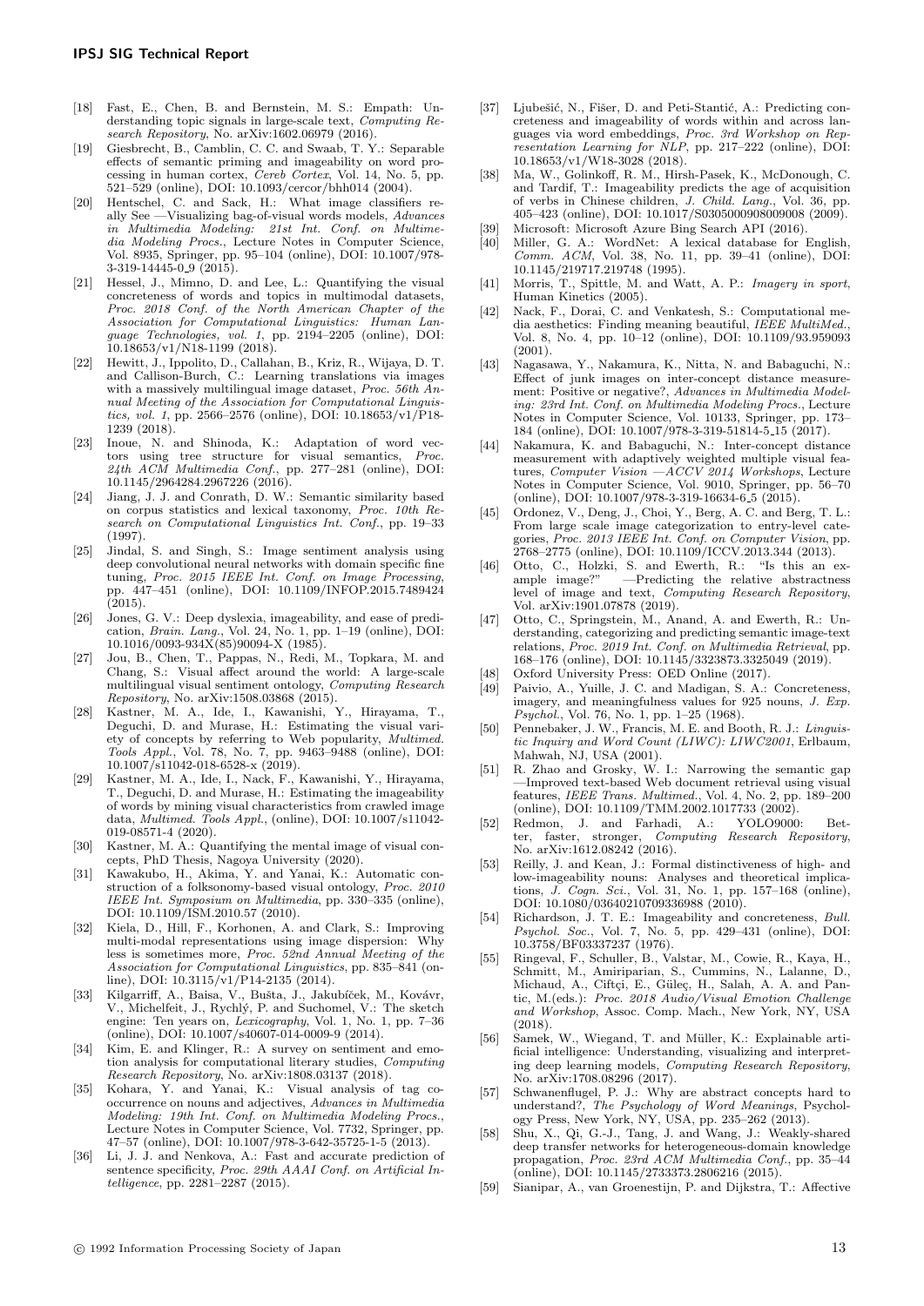- [18] Fast, E., Chen, B. and Bernstein, M. S.: Empath: Understanding topic signals in large-scale text, *Computing Research Repository*, No. arXiv:1602.06979 (2016).
- [19] Giesbrecht, B., Camblin, C. C. and Swaab, T. Y.: Separable effects of semantic priming and imageability on word processing in human cortex, *Cereb Cortex*, Vol. 14, No. 5, pp. 521–529 (online), DOI: 10.1093/cercor/bhh014 (2004).
- [20] Hentschel, C. and Sack, H.: What image classifiers really See —Visualizing bag-of-visual words models, *Advances in Multimedia Modeling: 21st Int. Conf. on Multimedia Modeling Procs.*, Lecture Notes in Computer Science, Vol. 8935, Springer, pp. 95–104 (online), DOI: 10.1007/978-3-319-14445-0_9 (2015).
- [21] Hessel, J., Mimno, D. and Lee, L.: Quantifying the visual concreteness of words and topics in multimodal datasets, *Proc. 2018 Conf. of the North American Chapter of the Association for Computational Linguistics: Human Language Technologies, vol. 1*, pp. 2194–2205 (online), DOI: 10.18653/v1/N18-1199 (2018).
- [22] Hewitt, J., Ippolito, D., Callahan, B., Kriz, R., Wijaya, D. T. and Callison-Burch, C.: Learning translations via images with a massively multilingual image dataset, *Proc. 56th Annual Meeting of the Association for Computational Linguistics, vol. 1*, pp. 2566–2576 (online), DOI: 10.18653/v1/P18-1239 (2018).
- [23] Inoue, N. and Shinoda, K.: Adaptation of word vectors using tree structure for visual semantics, *Proc. 24th ACM Multimedia Conf.*, pp. 277–281 (online), DOI: 10.1145/2964284.2967226 (2016).
- [24] Jiang, J. J. and Conrath, D. W.: Semantic similarity based on corpus statistics and lexical taxonomy, *Proc. 10th Research on Computational Linguistics Int. Conf.*, pp. 19–33 (1997).
- [25] Jindal, S. and Singh, S.: Image sentiment analysis using deep convolutional neural networks with domain specific fine tuning, *Proc. 2015 IEEE Int. Conf. on Image Processing*, pp. 447–451 (online), DOI: 10.1109/INFOP.2015.7489424 (2015).
- [26] Jones, G. V.: Deep dyslexia, imageability, and ease of predication, *Brain. Lang.*, Vol. 24, No. 1, pp. 1–19 (online), DOI: 10.1016/0093-934X(85)90094-X (1985).
- [27] Jou, B., Chen, T., Pappas, N., Redi, M., Topkara, M. and Chang, S.: Visual affect around the world: A large-scale multilingual visual sentiment ontology, *Computing Research Repository*, No. arXiv:1508.03868 (2015).
- [28] Kastner, M. A., Ide, I., Kawanishi, Y., Hirayama, T., Deguchi, D. and Murase, H.: Estimating the visual variety of concepts by referring to Web popularity, *Multimed. Tools Appl.*, Vol. 78, No. 7, pp. 9463–9488 (online), DOI: 10.1007/s11042-018-6528-x (2019).
- [29] Kastner, M. A., Ide, I., Nack, F., Kawanishi, Y., Hirayama, T., Deguchi, D. and Murase, H.: Estimating the imageability of words by mining visual characteristics from crawled image data, *Multimed. Tools Appl.*, (online), DOI: 10.1007/s11042-019-08571-4 (2020).
- [30] Kastner, M. A.: Quantifying the mental image of visual concepts, PhD Thesis, Nagoya University (2020).
- [31] Kawakubo, H., Akima, Y. and Yanai, K.: Automatic construction of a folksonomy-based visual ontology, *Proc. 2010 IEEE Int. Symposium on Multimedia*, pp. 330–335 (online), DOI: 10.1109/ISM.2010.57 (2010).
- [32] Kiela, D., Hill, F., Korhonen, A. and Clark, S.: Improving multi-modal representations using image dispersion: Why less is sometimes more, *Proc. 52nd Annual Meeting of the Association for Computational Linguistics*, pp. 835–841 (online), DOI: 10.3115/v1/P14-2135 (2014).
- [33] Kilgarriff, A., Baisa, V., Bušta, J., Jakubíček, M., Kovávr, V., Michelfeit, J., Rychlý, P. and Suchomel, V.: The sketch engine: Ten years on, *Lexicography*, Vol. 1, No. 1, pp. 7–36 (online), DOI: 10.1007/s40607-014-0009-9 (2014).
- [34] Kim, E. and Klinger, R.: A survey on sentiment and emotion analysis for computational literary studies, *Computing Research Repository*, No. arXiv:1808.03137 (2018).
- [35] Kohara, Y. and Yanai, K.: Visual analysis of tag cooccurrence on nouns and adjectives, *Advances in Multimedia Modeling: 19th Int. Conf. on Multimedia Modeling Procs.*, Lecture Notes in Computer Science, Vol. 7732, Springer, pp. 47–57 (online), DOI: 10.1007/978-3-642-35725-1-5 (2013).
- [36] Li, J. J. and Nenkova, A.: Fast and accurate prediction of sentence specificity, *Proc. 29th AAAI Conf. on Artificial Intelligence*, pp. 2281–2287 (2015).
- [37] Ljubešić, N., Fišer, D. and Peti-Stantić, A.: Predicting concreteness and imageability of words within and across languages via word embeddings, *Proc. 3rd Workshop on Representation Learning for NLP*, pp. 217–222 (online), DOI: 10.18653/v1/W18-3028 (2018).
- [38] Ma, W., Golinkoff, R. M., Hirsh-Pasek, K., McDonough, C. and Tardif, T.: Imageability predicts the age of acquisition of verbs in Chinese children, *J. Child. Lang.*, Vol. 36, pp. 405–423 (online), DOI: 10.1017/S0305000908009008 (2009).
- [39] Microsoft: Microsoft Azure Bing Search API (2016).
- [40] Miller, G. A.: WordNet: A lexical database for English, *Comm. ACM*, Vol. 38, No. 11, pp. 39–41 (online), DOI: 10.1145/219717.219748 (1995).
- [41] Morris, T., Spittle, M. and Watt, A. P.: *Imagery in sport*, Human Kinetics (2005).
- [42] Nack, F., Dorai, C. and Venkatesh, S.: Computational media aesthetics: Finding meaning beautiful, *IEEE MultiMed.*, Vol. 8, No. 4, pp. 10–12 (online), DOI: 10.1109/93.959093 (2001).
- [43] Nagasawa, Y., Nakamura, K., Nitta, N. and Babaguchi, N.: Effect of junk images on inter-concept distance measurement: Positive or negative?, *Advances in Multimedia Modeling: 23rd Int. Conf. on Multimedia Modeling Procs.*, Lecture Notes in Computer Science, Vol. 10133, Springer, pp. 173–184 (online), DOI: 10.1007/978-3-319-51814-5_15 (2017).
- [44] Nakamura, K. and Babaguchi, N.: Inter-concept distance measurement with adaptively weighted multiple visual features, *Computer Vision —ACCV 2014 Workshops*, Lecture Notes in Computer Science, Vol. 9010, Springer, pp. 56–70 (online), DOI: 10.1007/978-3-319-16634-6_5 (2015).
- [45] Ordonez, V., Deng, J., Choi, Y., Berg, A. C. and Berg, T. L.: From large scale image categorization to entry-level categories, *Proc. 2013 IEEE Int. Conf. on Computer Vision*, pp. 2768–2775 (online), DOI: 10.1109/ICCV.2013.344 (2013).
- [46] Otto, C., Holzki, S. and Ewerth, R.: "Is this an example image?" —Predicting the relative abstractness level of image and text, *Computing Research Repository*, Vol. arXiv:1901.07878 (2019).
- [47] Otto, C., Springstein, M., Anand, A. and Ewerth, R.: Understanding, categorizing and predicting semantic image-text relations, *Proc. 2019 Int. Conf. on Multimedia Retrieval*, pp. 168–176 (online), DOI: 10.1145/3323873.3325049 (2019).
- [48] Oxford University Press: OED Online (2017).
- [49] Paivio, A., Yuille, J. C. and Madigan, S. A.: Concreteness, imagery, and meaningfulness values for 925 nouns, *J. Exp. Psychol.*, Vol. 76, No. 1, pp. 1–25 (1968).
- [50] Pennebaker, J. W., Francis, M. E. and Booth, R. J.: *Linguistic Inquiry and Word Count (LIWC): LIWC2001*, Erlbaum, Mahwah, NJ, USA (2001).
- [51] R. Zhao and Grosky, W. I.: Narrowing the semantic gap —Improved text-based Web document retrieval using visual features, *IEEE Trans. Multimed.*, Vol. 4, No. 2, pp. 189–200 (online), DOI: 10.1109/TMM.2002.1017733 (2002).
- [52] Redmon, J. and Farhadi, A.: YOLO9000: Better, faster, stronger, *Computing Research Repository*, No. arXiv:1612.08242 (2016).
- [53] Reilly, J. and Kean, J.: Formal distinctiveness of high- and low-imageability nouns: Analyses and theoretical implications, *J. Cogn. Sci.*, Vol. 31, No. 1, pp. 157–168 (online), DOI: 10.1080/03640210709336988 (2010).
- [54] Richardson, J. T. E.: Imageability and concreteness, *Bull. Psychol. Soc.*, Vol. 7, No. 5, pp. 429–431 (online), DOI: 10.3758/BF03337237 (1976).
- [55] Ringeval, F., Schuller, B., Valstar, M., Cowie, R., Kaya, H., Schmitt, M., Amiriparian, S., Cummins, N., Lalanne, D., Michaud, A., Ciftçi, E., Güleç, H., Salah, A. A. and Pantic, M.(eds.): *Proc. 2018 Audio/Visual Emotion Challenge and Workshop*, Assoc. Comp. Mach., New York, NY, USA (2018).
- [56] Samek, W., Wiegand, T. and Müller, K.: Explainable artificial intelligence: Understanding, visualizing and interpreting deep learning models, *Computing Research Repository*, No. arXiv:1708.08296 (2017).
- [57] Schwanenflugel, P. J.: Why are abstract concepts hard to understand?, *The Psychology of Word Meanings*, Psychology Press, New York, NY, USA, pp. 235–262 (2013).
- [58] Shu, X., Qi, G.-J., Tang, J. and Wang, J.: Weakly-shared deep transfer networks for heterogeneous-domain knowledge propagation, *Proc. 23rd ACM Multimedia Conf.*, pp. 35–44 (online), DOI: 10.1145/2733373.2806216 (2015).
- [59] Sianipar, A., van Groenestijn, P. and Dijkstra, T.: Affective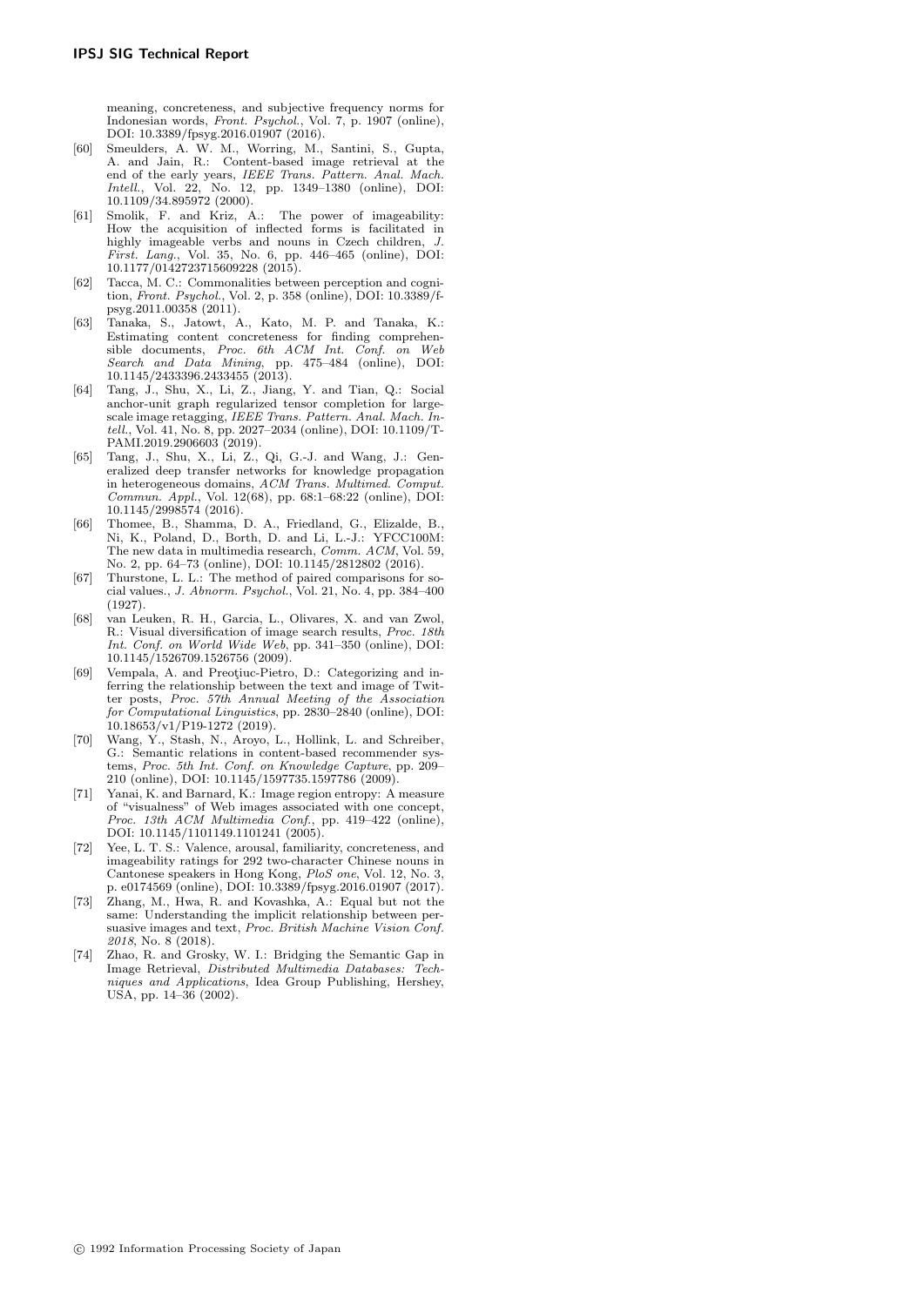meaning, concreteness, and subjective frequency norms for Indonesian words, *Front. Psychol.*, Vol. 7, p. 1907 (online), DOI: 10.3389/fpsyg.2016.01907 (2016).

[60] Smeulders, A. W. M., Worring, M., Santini, S., Gupta, A. and Jain, R.: Content-based image retrieval at the end of the early years, *IEEE Trans. Pattern. Anal. Mach. Intell.*, Vol. 22, No. 12, pp. 1349–1380 (online), DOI: 10.1109/34.895972 (2000).

[61] Smolik, F. and Kriz, A.: The power of imageability: How the acquisition of inflected forms is facilitated in highly imageable verbs and nouns in Czech children, *J. First. Lang.*, Vol. 35, No. 6, pp. 446–465 (online), DOI: 10.1177/0142723715609228 (2015).

[62] Tacca, M. C.: Commonalities between perception and cognition, *Front. Psychol.*, Vol. 2, p. 358 (online), DOI: 10.3389/fpsyg.2011.00358 (2011).

[63] Tanaka, S., Jatowt, A., Kato, M. P. and Tanaka, K.: Estimating content concreteness for finding comprehensible documents, *Proc. 6th ACM Int. Conf. on Web Search and Data Mining*, pp. 475–484 (online), DOI: 10.1145/2433396.2433455 (2013).

[64] Tang, J., Shu, X., Li, Z., Jiang, Y. and Tian, Q.: Social anchor-unit graph regularized tensor completion for large-scale image retagging, *IEEE Trans. Pattern. Anal. Mach. Intell.*, Vol. 41, No. 8, pp. 2027–2034 (online), DOI: 10.1109/TPAMI.2019.2906603 (2019).

[65] Tang, J., Shu, X., Li, Z., Qi, G.-J. and Wang, J.: Generalized deep transfer networks for knowledge propagation in heterogeneous domains, *ACM Trans. Multimed. Comput. Commun. Appl.*, Vol. 12(68), pp. 68:1–68:22 (online), DOI: 10.1145/2998574 (2016).

[66] Thomee, B., Shamma, D. A., Friedland, G., Elizalde, B., Ni, K., Poland, D., Borth, D. and Li, L.-J.: YFCC100M: The new data in multimedia research, *Comm. ACM*, Vol. 59, No. 2, pp. 64–73 (online), DOI: 10.1145/2812802 (2016).

[67] Thurstone, L. L.: The method of paired comparisons for social values., *J. Abnorm. Psychol.*, Vol. 21, No. 4, pp. 384–400 (1927).

[68] van Leuken, R. H., Garcia, L., Olivares, X. and van Zwol, R.: Visual diversification of image search results, *Proc. 18th Int. Conf. on World Wide Web*, pp. 341–350 (online), DOI: 10.1145/1526709.1526756 (2009).

[69] Vempala, A. and Preoţiuc-Pietro, D.: Categorizing and inferring the relationship between the text and image of Twitter posts, *Proc. 57th Annual Meeting of the Association for Computational Linguistics*, pp. 2830–2840 (online), DOI: 10.18653/v1/P19-1272 (2019).

[70] Wang, Y., Stash, N., Aroyo, L., Hollink, L. and Schreiber, G.: Semantic relations in content-based recommender systems, *Proc. 5th Int. Conf. on Knowledge Capture*, pp. 209–210 (online), DOI: 10.1145/1597735.1597786 (2009).

[71] Yanai, K. and Barnard, K.: Image region entropy: A measure of "visualness" of Web images associated with one concept, *Proc. 13th ACM Multimedia Conf.*, pp. 419–422 (online), DOI: 10.1145/1101149.1101241 (2005).

[72] Yee, L. T. S.: Valence, arousal, familiarity, concreteness, and imageability ratings for 292 two-character Chinese nouns in Cantonese speakers in Hong Kong, *PloS one*, Vol. 12, No. 3, p. e0174569 (online), DOI: 10.3389/fpsyg.2016.01907 (2017).

[73] Zhang, M., Hwa, R. and Kovashka, A.: Equal but not the same: Understanding the implicit relationship between persuasive images and text, *Proc. British Machine Vision Conf. 2018*, No. 8 (2018).

[74] Zhao, R. and Grosky, W. I.: Bridging the Semantic Gap in Image Retrieval, *Distributed Multimedia Databases: Techniques and Applications*, Idea Group Publishing, Hershey, USA, pp. 14–36 (2002).